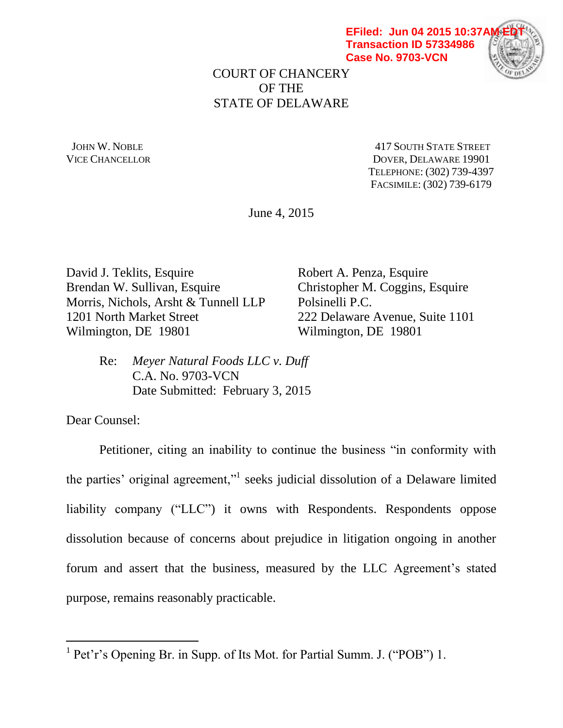EFiled: Jun 04 2015 10:37AM EDT
Transaction ID 57334986
Case No. 9703-VCN

COURT OF CHANCERY
OF THE
STATE OF DELAWARE

JOHN W. NOBLE
VICE CHANCELLOR

417 SOUTH STATE STREET
DOVER, DELAWARE 19901
TELEPHONE: (302) 739-4397
FACSIMILE: (302) 739-6179

June 4, 2015

David J. Teklits, Esquire
Brendan W. Sullivan, Esquire
Morris, Nichols, Arsht & Tunnell LLP
1201 North Market Street
Wilmington, DE 19801

Robert A. Penza, Esquire
Christopher M. Coggins, Esquire
Polsinelli P.C.
222 Delaware Avenue, Suite 1101
Wilmington, DE 19801

Re: *Meyer Natural Foods LLC v. Duff*
C.A. No. 9703-VCN
Date Submitted: February 3, 2015

Dear Counsel:

Petitioner, citing an inability to continue the business "in conformity with the parties' original agreement,"[1] seeks judicial dissolution of a Delaware limited liability company ("LLC") it owns with Respondents. Respondents oppose dissolution because of concerns about prejudice in litigation ongoing in another forum and assert that the business, measured by the LLC Agreement's stated purpose, remains reasonably practicable.

---

[1] Pet'r's Opening Br. in Supp. of Its Mot. for Partial Summ. J. ("POB") 1.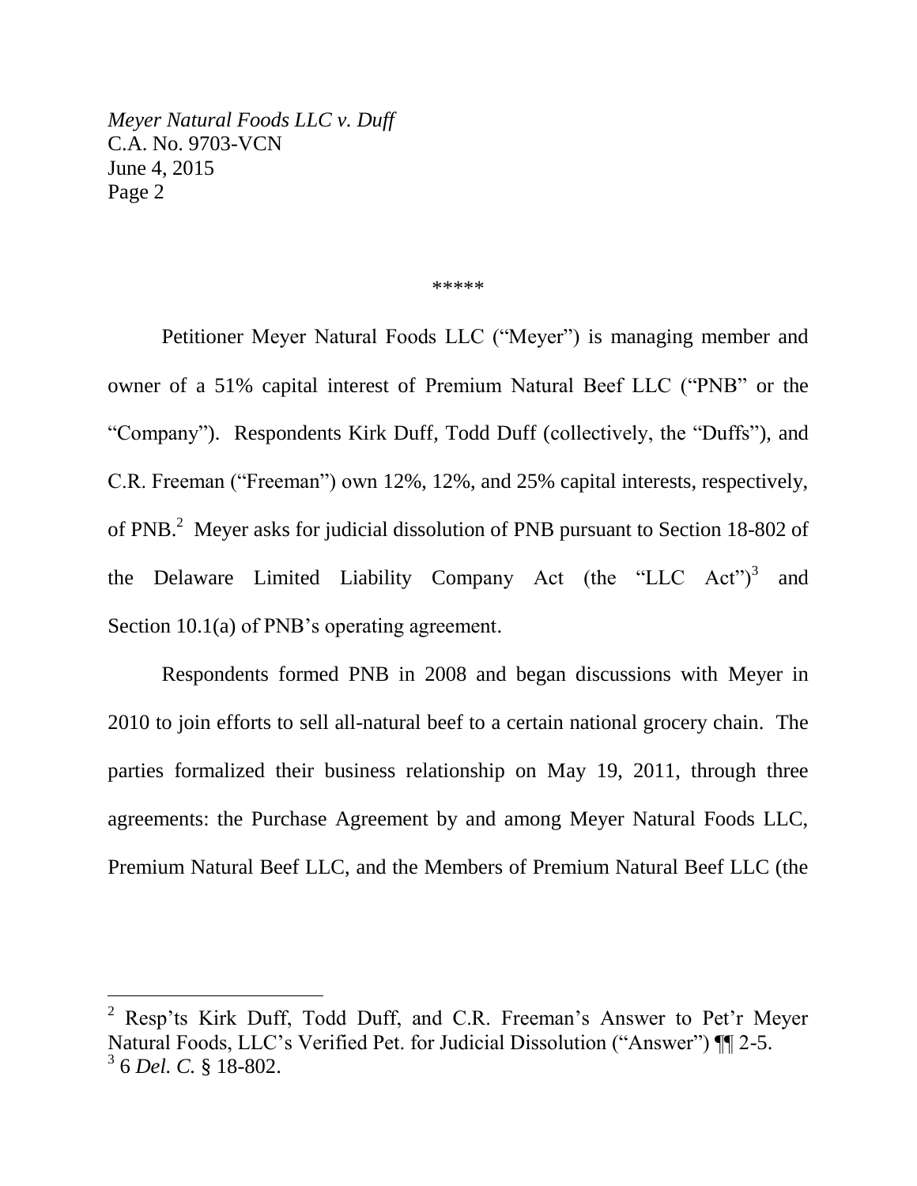\*\*\*\*\*

Petitioner Meyer Natural Foods LLC ("Meyer") is managing member and owner of a 51% capital interest of Premium Natural Beef LLC ("PNB" or the "Company"). Respondents Kirk Duff, Todd Duff (collectively, the "Duffs"), and C.R. Freeman ("Freeman") own 12%, 12%, and 25% capital interests, respectively, of PNB.[2] Meyer asks for judicial dissolution of PNB pursuant to Section 18-802 of the Delaware Limited Liability Company Act (the "LLC Act")[3] and Section 10.1(a) of PNB's operating agreement.

Respondents formed PNB in 2008 and began discussions with Meyer in 2010 to join efforts to sell all-natural beef to a certain national grocery chain. The parties formalized their business relationship on May 19, 2011, through three agreements: the Purchase Agreement by and among Meyer Natural Foods LLC, Premium Natural Beef LLC, and the Members of Premium Natural Beef LLC (the

---

[2] Resp'ts Kirk Duff, Todd Duff, and C.R. Freeman's Answer to Pet'r Meyer Natural Foods, LLC's Verified Pet. for Judicial Dissolution ("Answer") ¶¶ 2-5.

[3] 6 *Del. C.* § 18-802.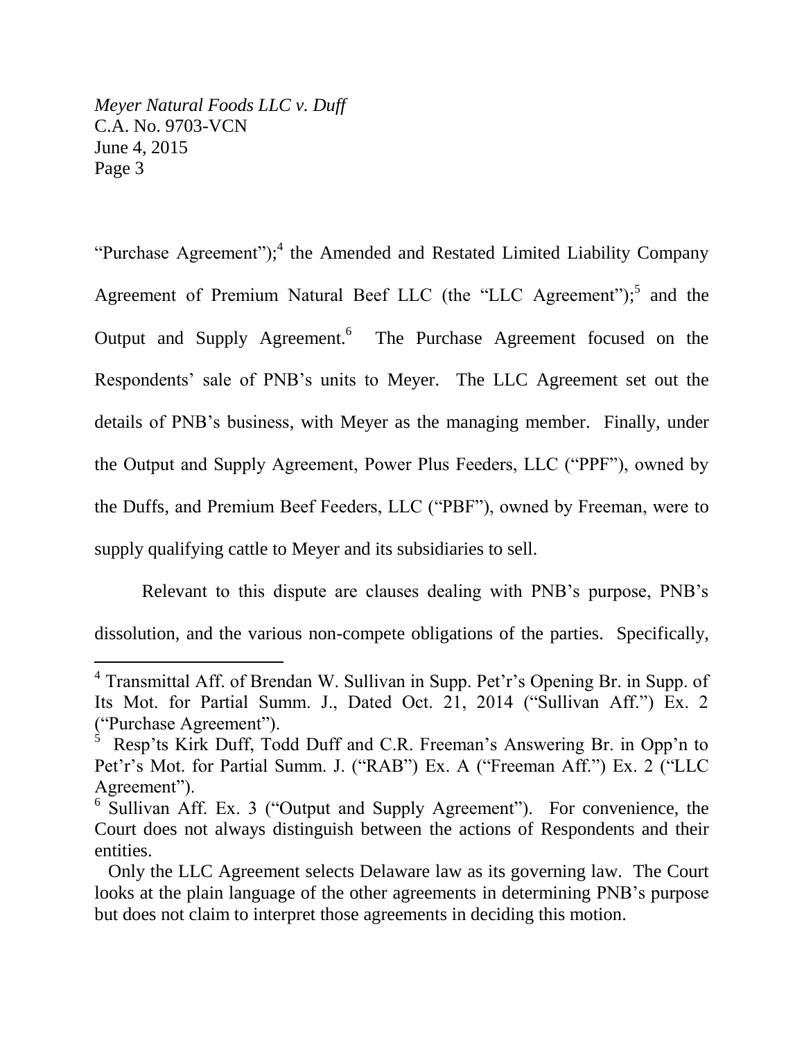"Purchase Agreement");[4] the Amended and Restated Limited Liability Company Agreement of Premium Natural Beef LLC (the "LLC Agreement");[5] and the Output and Supply Agreement.[6] The Purchase Agreement focused on the Respondents' sale of PNB's units to Meyer. The LLC Agreement set out the details of PNB's business, with Meyer as the managing member. Finally, under the Output and Supply Agreement, Power Plus Feeders, LLC ("PPF"), owned by the Duffs, and Premium Beef Feeders, LLC ("PBF"), owned by Freeman, were to supply qualifying cattle to Meyer and its subsidiaries to sell.

Relevant to this dispute are clauses dealing with PNB's purpose, PNB's dissolution, and the various non-compete obligations of the parties. Specifically,

---

[4] Transmittal Aff. of Brendan W. Sullivan in Supp. Pet'r's Opening Br. in Supp. of Its Mot. for Partial Summ. J., Dated Oct. 21, 2014 ("Sullivan Aff.") Ex. 2 ("Purchase Agreement").

[5] Resp'ts Kirk Duff, Todd Duff and C.R. Freeman's Answering Br. in Opp'n to Pet'r's Mot. for Partial Summ. J. ("RAB") Ex. A ("Freeman Aff.") Ex. 2 ("LLC Agreement").

[6] Sullivan Aff. Ex. 3 ("Output and Supply Agreement"). For convenience, the Court does not always distinguish between the actions of Respondents and their entities.

Only the LLC Agreement selects Delaware law as its governing law. The Court looks at the plain language of the other agreements in determining PNB's purpose but does not claim to interpret those agreements in deciding this motion.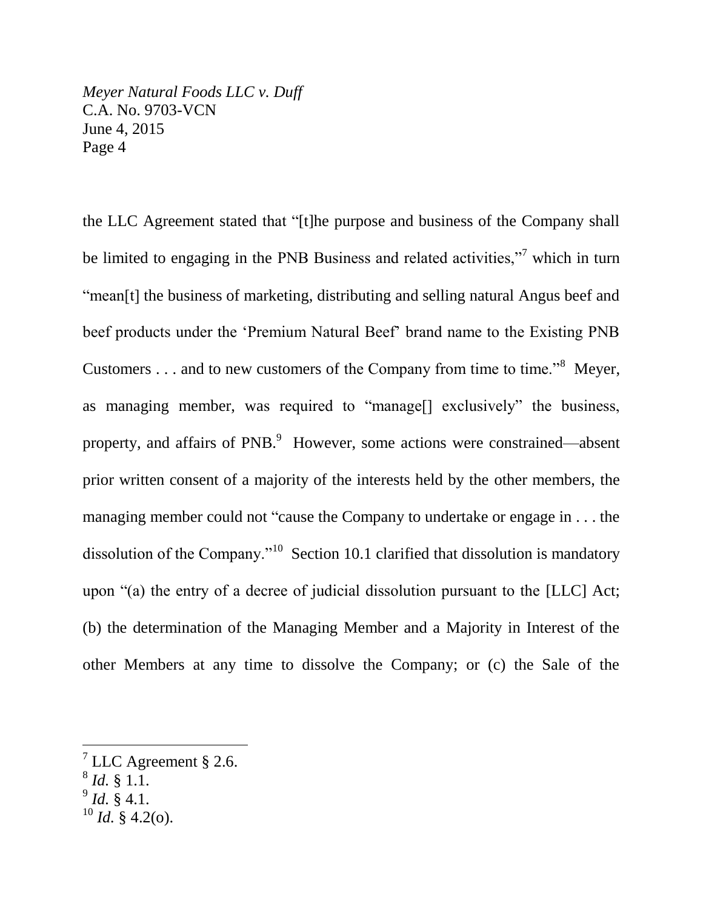the LLC Agreement stated that "[t]he purpose and business of the Company shall be limited to engaging in the PNB Business and related activities,"[7] which in turn "mean[t] the business of marketing, distributing and selling natural Angus beef and beef products under the 'Premium Natural Beef' brand name to the Existing PNB Customers . . . and to new customers of the Company from time to time."[8] Meyer, as managing member, was required to "manage[] exclusively" the business, property, and affairs of PNB.[9] However, some actions were constrained—absent prior written consent of a majority of the interests held by the other members, the managing member could not "cause the Company to undertake or engage in . . . the dissolution of the Company."[10] Section 10.1 clarified that dissolution is mandatory upon "(a) the entry of a decree of judicial dissolution pursuant to the [LLC] Act; (b) the determination of the Managing Member and a Majority in Interest of the other Members at any time to dissolve the Company; or (c) the Sale of the

---

[7] LLC Agreement § 2.6.

[8] *Id.* § 1.1.

[9] *Id.* § 4.1.

[10] *Id.* § 4.2(o).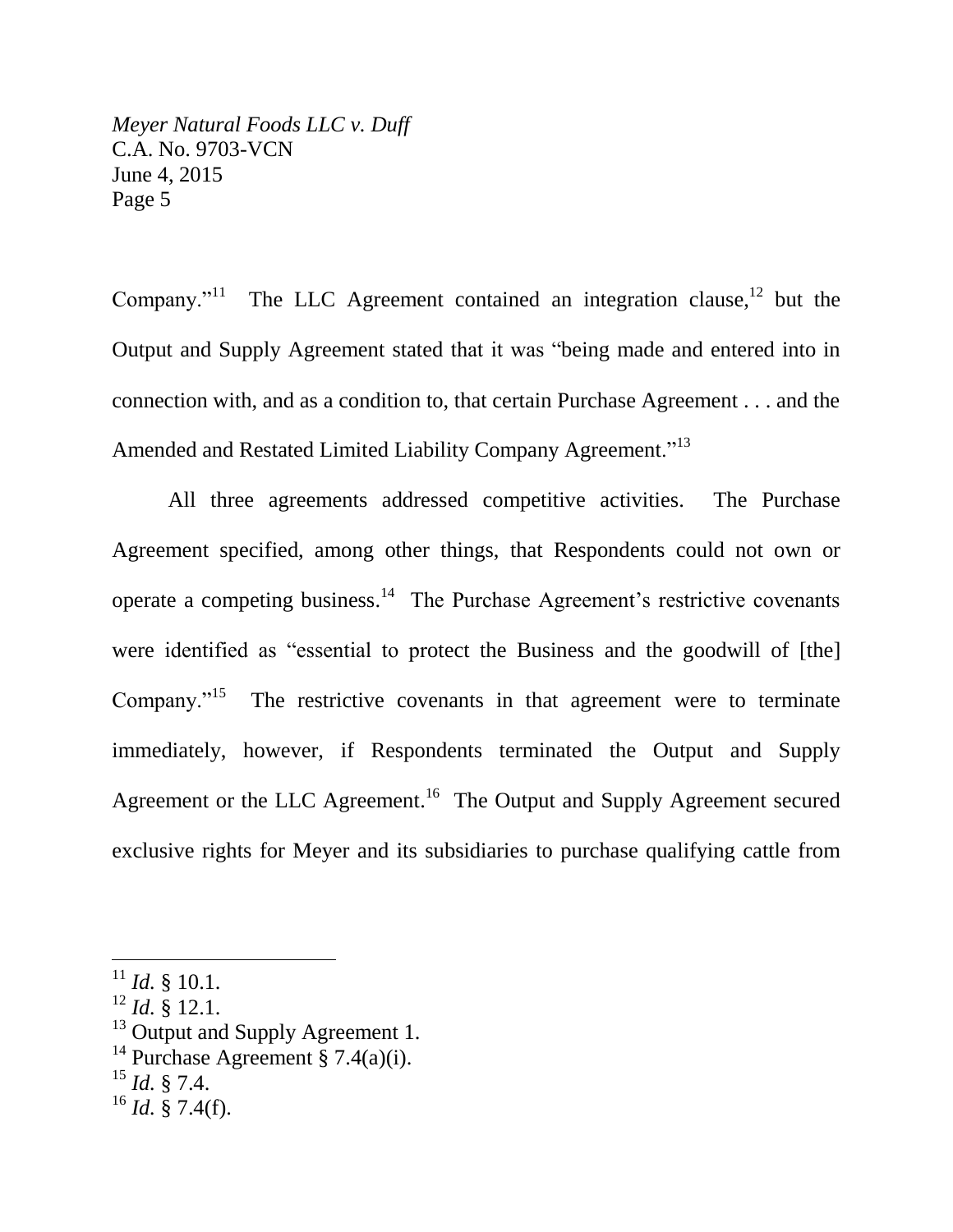Company."[11] The LLC Agreement contained an integration clause,[12] but the Output and Supply Agreement stated that it was "being made and entered into in connection with, and as a condition to, that certain Purchase Agreement . . . and the Amended and Restated Limited Liability Company Agreement."[13]

All three agreements addressed competitive activities. The Purchase Agreement specified, among other things, that Respondents could not own or operate a competing business.[14] The Purchase Agreement's restrictive covenants were identified as "essential to protect the Business and the goodwill of [the] Company."[15] The restrictive covenants in that agreement were to terminate immediately, however, if Respondents terminated the Output and Supply Agreement or the LLC Agreement.[16] The Output and Supply Agreement secured exclusive rights for Meyer and its subsidiaries to purchase qualifying cattle from

---

[11] *Id.* § 10.1.

[12] *Id.* § 12.1.

[13] Output and Supply Agreement 1.

[14] Purchase Agreement § 7.4(a)(i).

[15] *Id.* § 7.4.

[16] *Id.* § 7.4(f).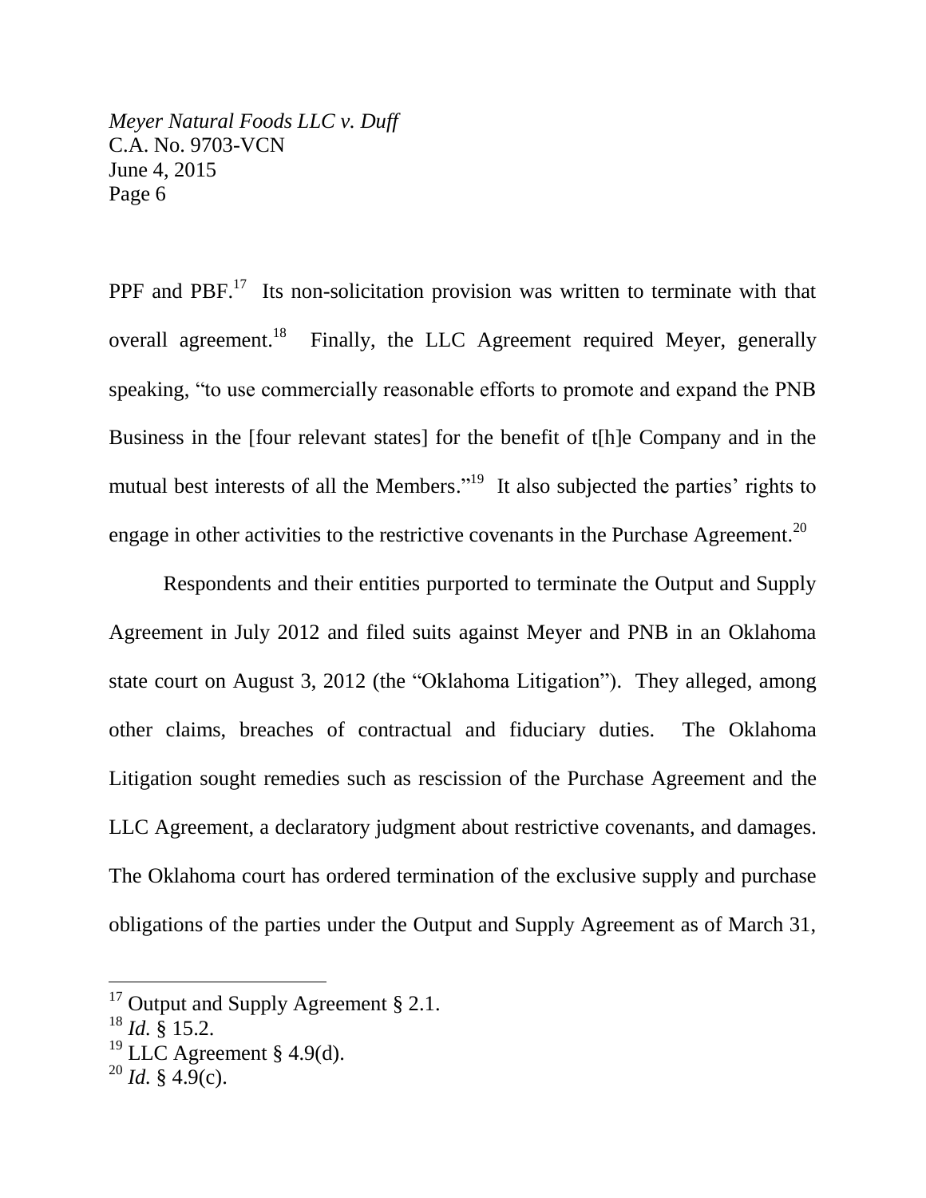PPF and PBF.[17] Its non-solicitation provision was written to terminate with that overall agreement.[18] Finally, the LLC Agreement required Meyer, generally speaking, "to use commercially reasonable efforts to promote and expand the PNB Business in the [four relevant states] for the benefit of t[h]e Company and in the mutual best interests of all the Members."[19] It also subjected the parties' rights to engage in other activities to the restrictive covenants in the Purchase Agreement.[20]

Respondents and their entities purported to terminate the Output and Supply Agreement in July 2012 and filed suits against Meyer and PNB in an Oklahoma state court on August 3, 2012 (the "Oklahoma Litigation"). They alleged, among other claims, breaches of contractual and fiduciary duties. The Oklahoma Litigation sought remedies such as rescission of the Purchase Agreement and the LLC Agreement, a declaratory judgment about restrictive covenants, and damages. The Oklahoma court has ordered termination of the exclusive supply and purchase obligations of the parties under the Output and Supply Agreement as of March 31,

---

[17] Output and Supply Agreement § 2.1.

[18] *Id.* § 15.2.

[19] LLC Agreement § 4.9(d).

[20] *Id.* § 4.9(c).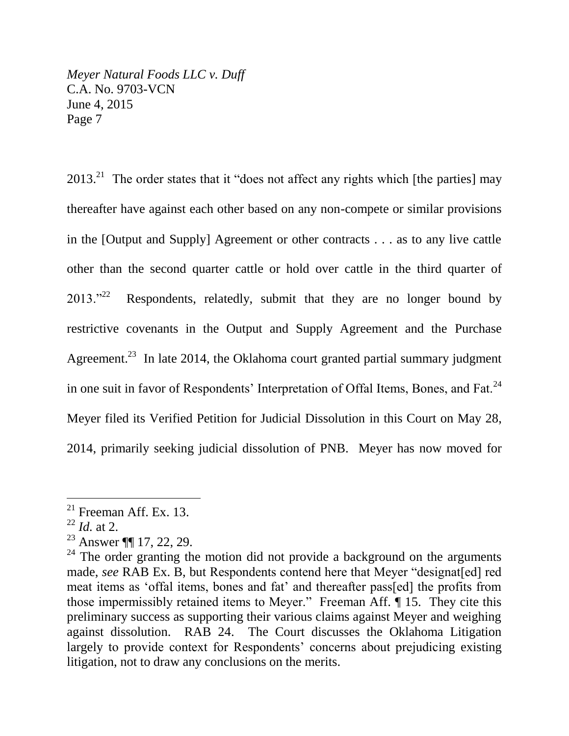2013.[21] The order states that it "does not affect any rights which [the parties] may thereafter have against each other based on any non-compete or similar provisions in the [Output and Supply] Agreement or other contracts . . . as to any live cattle other than the second quarter cattle or hold over cattle in the third quarter of 2013."[22] Respondents, relatedly, submit that they are no longer bound by restrictive covenants in the Output and Supply Agreement and the Purchase Agreement.[23] In late 2014, the Oklahoma court granted partial summary judgment in one suit in favor of Respondents' Interpretation of Offal Items, Bones, and Fat.[24] Meyer filed its Verified Petition for Judicial Dissolution in this Court on May 28, 2014, primarily seeking judicial dissolution of PNB. Meyer has now moved for

---

[21] Freeman Aff. Ex. 13.

[22] *Id.* at 2.

[23] Answer ¶¶ 17, 22, 29.

[24] The order granting the motion did not provide a background on the arguments made, *see* RAB Ex. B, but Respondents contend here that Meyer "designat[ed] red meat items as 'offal items, bones and fat' and thereafter pass[ed] the profits from those impermissibly retained items to Meyer." Freeman Aff. ¶ 15. They cite this preliminary success as supporting their various claims against Meyer and weighing against dissolution. RAB 24. The Court discusses the Oklahoma Litigation largely to provide context for Respondents' concerns about prejudicing existing litigation, not to draw any conclusions on the merits.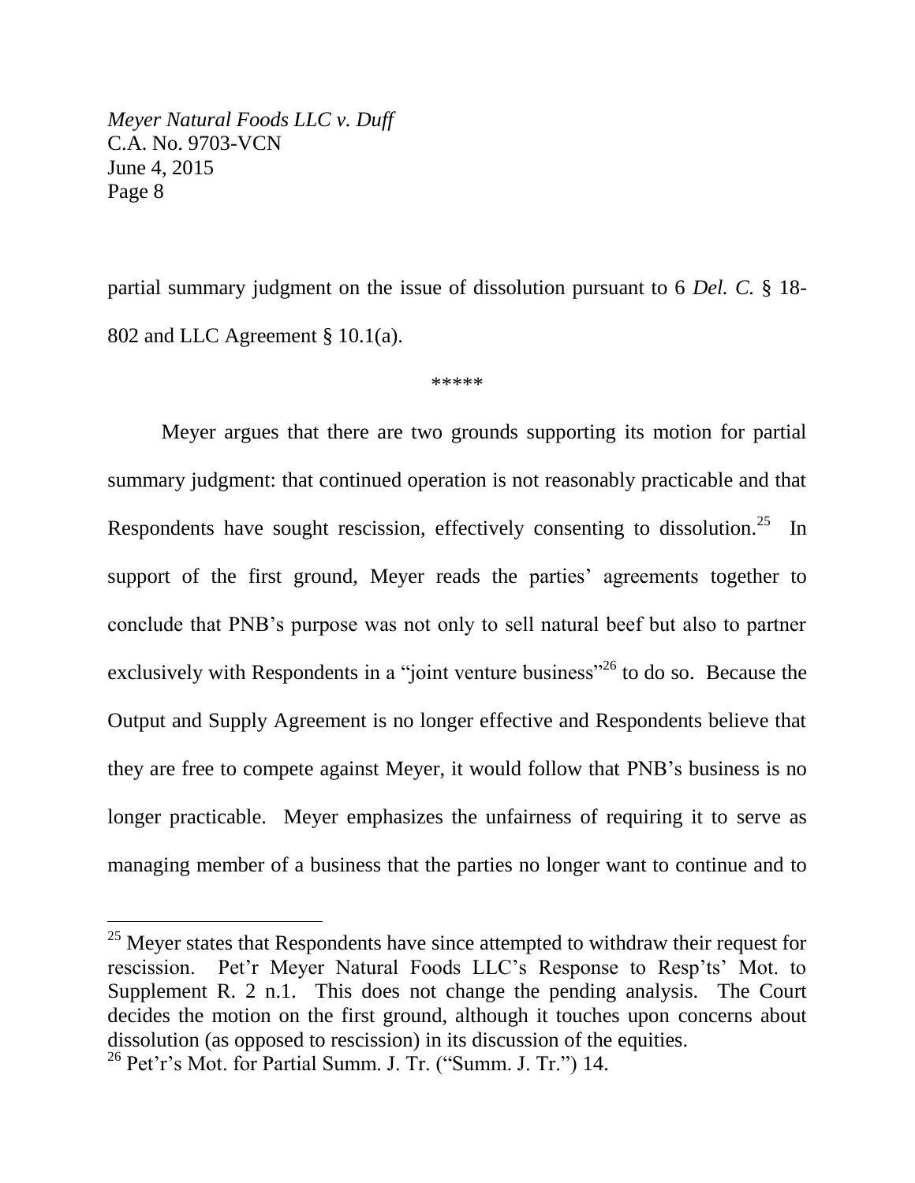partial summary judgment on the issue of dissolution pursuant to 6 *Del. C.* § 18-802 and LLC Agreement § 10.1(a).

\*\*\*\*\*

Meyer argues that there are two grounds supporting its motion for partial summary judgment: that continued operation is not reasonably practicable and that Respondents have sought rescission, effectively consenting to dissolution.[25] In support of the first ground, Meyer reads the parties' agreements together to conclude that PNB's purpose was not only to sell natural beef but also to partner exclusively with Respondents in a "joint venture business"[26] to do so. Because the Output and Supply Agreement is no longer effective and Respondents believe that they are free to compete against Meyer, it would follow that PNB's business is no longer practicable. Meyer emphasizes the unfairness of requiring it to serve as managing member of a business that the parties no longer want to continue and to

---

[25] Meyer states that Respondents have since attempted to withdraw their request for rescission. Pet'r Meyer Natural Foods LLC's Response to Resp'ts' Mot. to Supplement R. 2 n.1. This does not change the pending analysis. The Court decides the motion on the first ground, although it touches upon concerns about dissolution (as opposed to rescission) in its discussion of the equities.

[26] Pet'r's Mot. for Partial Summ. J. Tr. ("Summ. J. Tr.") 14.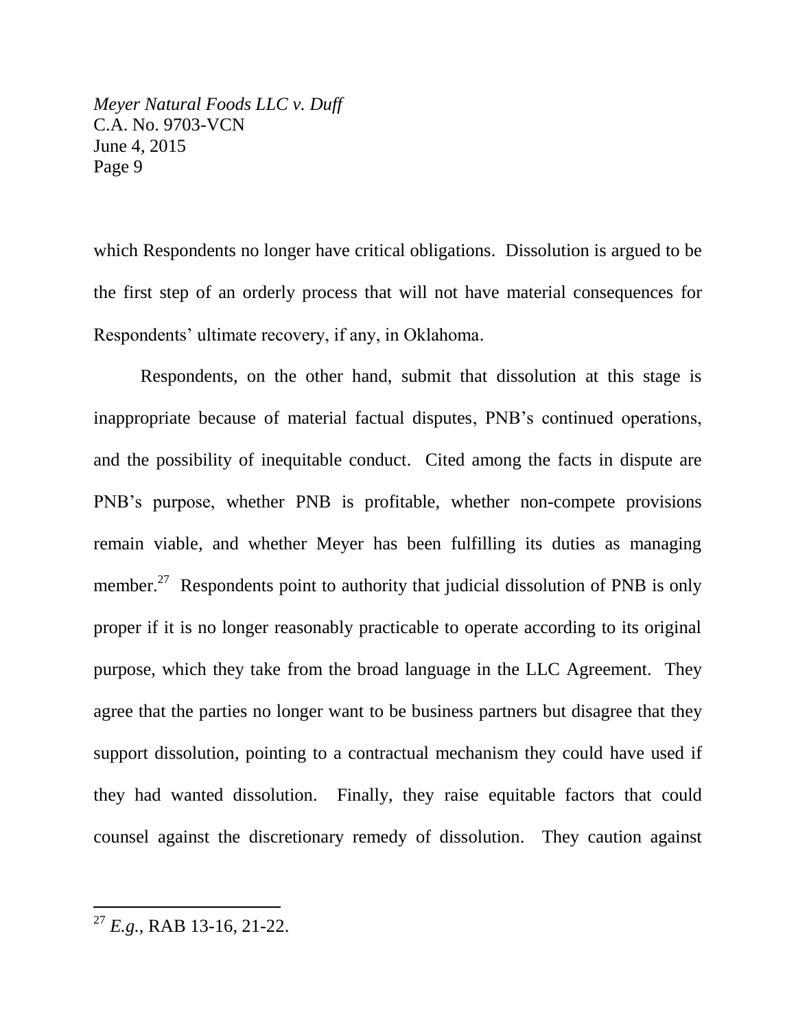which Respondents no longer have critical obligations. Dissolution is argued to be the first step of an orderly process that will not have material consequences for Respondents' ultimate recovery, if any, in Oklahoma.

Respondents, on the other hand, submit that dissolution at this stage is inappropriate because of material factual disputes, PNB's continued operations, and the possibility of inequitable conduct. Cited among the facts in dispute are PNB's purpose, whether PNB is profitable, whether non-compete provisions remain viable, and whether Meyer has been fulfilling its duties as managing member.[27] Respondents point to authority that judicial dissolution of PNB is only proper if it is no longer reasonably practicable to operate according to its original purpose, which they take from the broad language in the LLC Agreement. They agree that the parties no longer want to be business partners but disagree that they support dissolution, pointing to a contractual mechanism they could have used if they had wanted dissolution. Finally, they raise equitable factors that could counsel against the discretionary remedy of dissolution. They caution against

---

[27] *E.g.*, RAB 13-16, 21-22.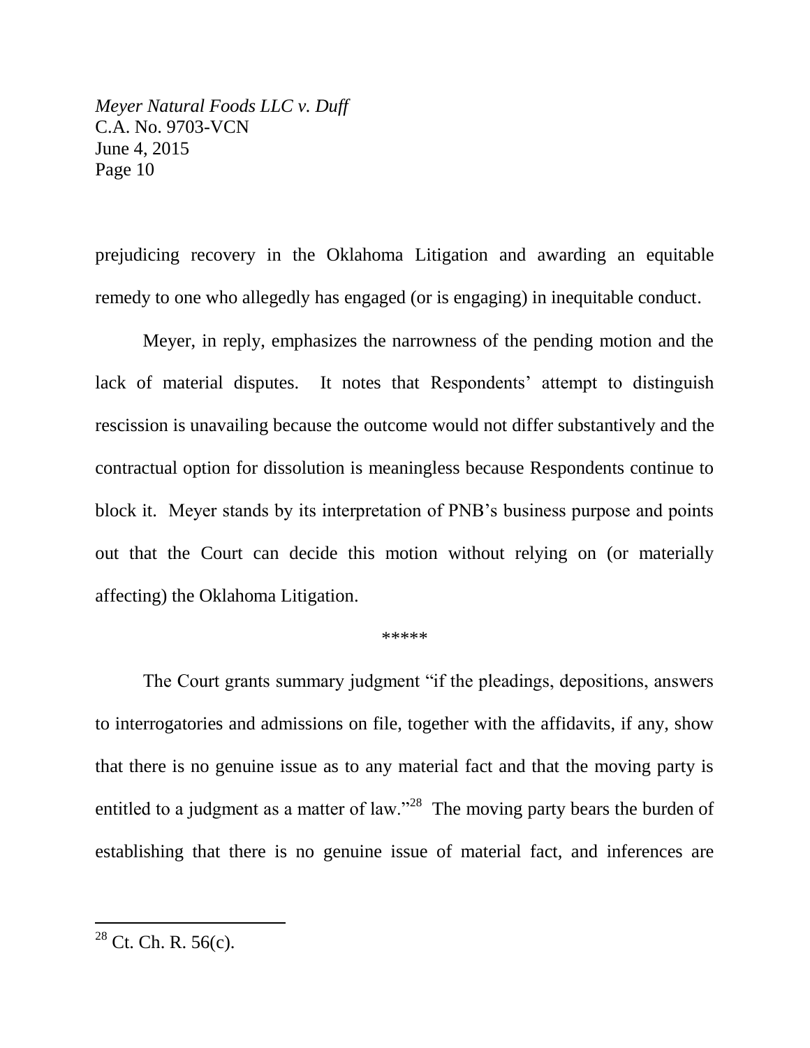prejudicing recovery in the Oklahoma Litigation and awarding an equitable remedy to one who allegedly has engaged (or is engaging) in inequitable conduct.

Meyer, in reply, emphasizes the narrowness of the pending motion and the lack of material disputes. It notes that Respondents' attempt to distinguish rescission is unavailing because the outcome would not differ substantively and the contractual option for dissolution is meaningless because Respondents continue to block it. Meyer stands by its interpretation of PNB's business purpose and points out that the Court can decide this motion without relying on (or materially affecting) the Oklahoma Litigation.

*****

The Court grants summary judgment "if the pleadings, depositions, answers to interrogatories and admissions on file, together with the affidavits, if any, show that there is no genuine issue as to any material fact and that the moving party is entitled to a judgment as a matter of law."[28] The moving party bears the burden of establishing that there is no genuine issue of material fact, and inferences are

---

[28] Ct. Ch. R. 56(c).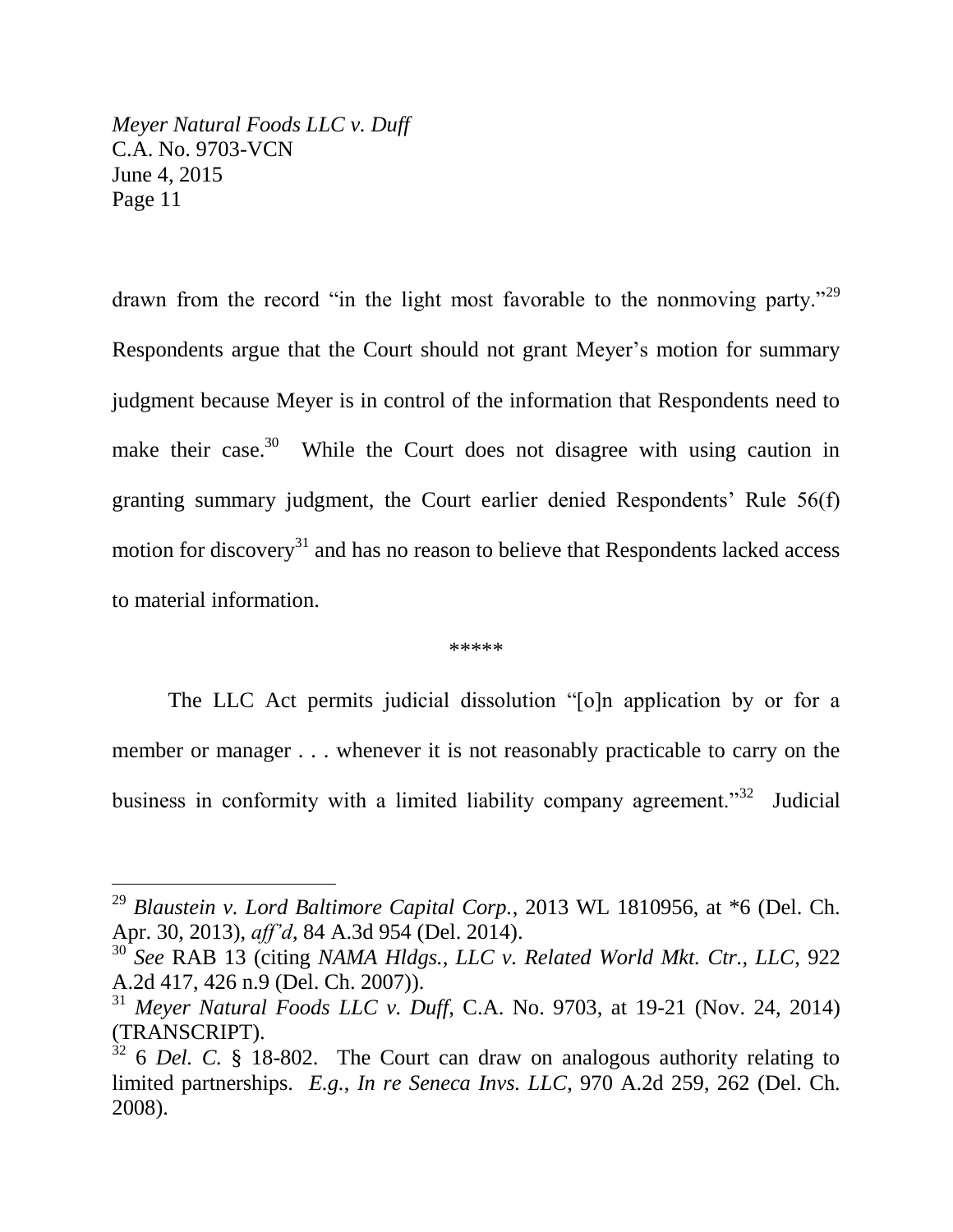drawn from the record "in the light most favorable to the nonmoving party."[29] Respondents argue that the Court should not grant Meyer's motion for summary judgment because Meyer is in control of the information that Respondents need to make their case.[30] While the Court does not disagree with using caution in granting summary judgment, the Court earlier denied Respondents' Rule 56(f) motion for discovery[31] and has no reason to believe that Respondents lacked access to material information.

\*\*\*\*\*

The LLC Act permits judicial dissolution "[o]n application by or for a member or manager . . . whenever it is not reasonably practicable to carry on the business in conformity with a limited liability company agreement."[32] Judicial

---

[29] *Blaustein v. Lord Baltimore Capital Corp.*, 2013 WL 1810956, at \*6 (Del. Ch. Apr. 30, 2013), *aff'd*, 84 A.3d 954 (Del. 2014).

[30] *See* RAB 13 (citing *NAMA Hldgs., LLC v. Related World Mkt. Ctr., LLC*, 922 A.2d 417, 426 n.9 (Del. Ch. 2007)).

[31] *Meyer Natural Foods LLC v. Duff*, C.A. No. 9703, at 19-21 (Nov. 24, 2014) (TRANSCRIPT).

[32] 6 *Del. C.* § 18-802. The Court can draw on analogous authority relating to limited partnerships. *E.g.*, *In re Seneca Invs. LLC*, 970 A.2d 259, 262 (Del. Ch. 2008).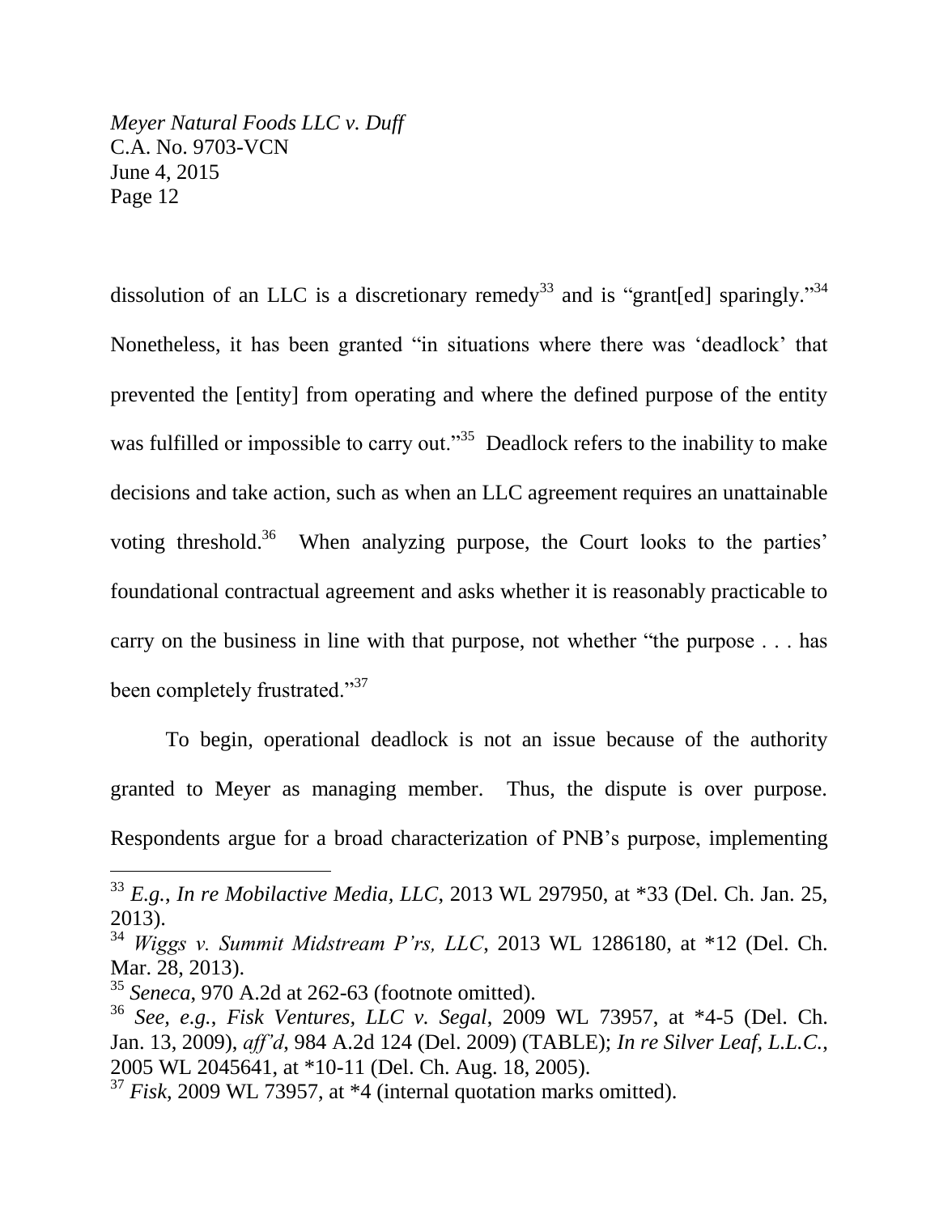dissolution of an LLC is a discretionary remedy[33] and is "grant[ed] sparingly."[34] Nonetheless, it has been granted "in situations where there was 'deadlock' that prevented the [entity] from operating and where the defined purpose of the entity was fulfilled or impossible to carry out."[35] Deadlock refers to the inability to make decisions and take action, such as when an LLC agreement requires an unattainable voting threshold.[36] When analyzing purpose, the Court looks to the parties' foundational contractual agreement and asks whether it is reasonably practicable to carry on the business in line with that purpose, not whether "the purpose . . . has been completely frustrated."[37]

To begin, operational deadlock is not an issue because of the authority granted to Meyer as managing member. Thus, the dispute is over purpose. Respondents argue for a broad characterization of PNB's purpose, implementing

---

[33] *E.g.*, *In re Mobilactive Media, LLC*, 2013 WL 297950, at *33 (Del. Ch. Jan. 25, 2013).

[34] *Wiggs v. Summit Midstream P'rs, LLC*, 2013 WL 1286180, at *12 (Del. Ch. Mar. 28, 2013).

[35] *Seneca*, 970 A.2d at 262-63 (footnote omitted).

[36] *See, e.g.*, *Fisk Ventures, LLC v. Segal*, 2009 WL 73957, at *4-5 (Del. Ch. Jan. 13, 2009), *aff'd*, 984 A.2d 124 (Del. 2009) (TABLE); *In re Silver Leaf, L.L.C.*, 2005 WL 2045641, at *10-11 (Del. Ch. Aug. 18, 2005).

[37] *Fisk*, 2009 WL 73957, at *4 (internal quotation marks omitted).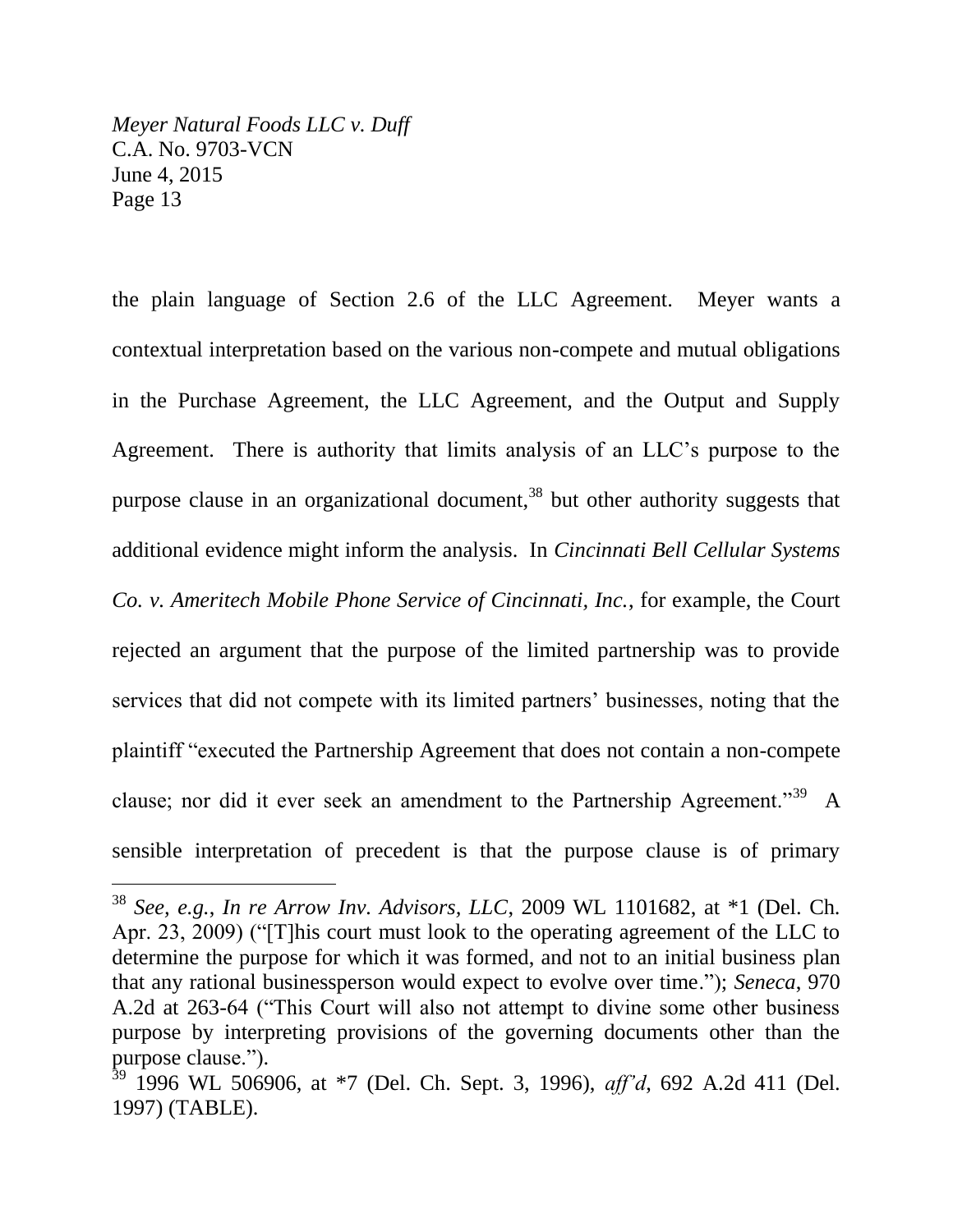the plain language of Section 2.6 of the LLC Agreement. Meyer wants a contextual interpretation based on the various non-compete and mutual obligations in the Purchase Agreement, the LLC Agreement, and the Output and Supply Agreement. There is authority that limits analysis of an LLC's purpose to the purpose clause in an organizational document,[38] but other authority suggests that additional evidence might inform the analysis. In *Cincinnati Bell Cellular Systems Co. v. Ameritech Mobile Phone Service of Cincinnati, Inc.*, for example, the Court rejected an argument that the purpose of the limited partnership was to provide services that did not compete with its limited partners' businesses, noting that the plaintiff "executed the Partnership Agreement that does not contain a non-compete clause; nor did it ever seek an amendment to the Partnership Agreement."[39] A sensible interpretation of precedent is that the purpose clause is of primary

---

[38] *See, e.g.*, *In re Arrow Inv. Advisors, LLC*, 2009 WL 1101682, at *1 (Del. Ch. Apr. 23, 2009) ("[T]his court must look to the operating agreement of the LLC to determine the purpose for which it was formed, and not to an initial business plan that any rational businessperson would expect to evolve over time."); *Seneca*, 970 A.2d at 263-64 ("This Court will also not attempt to divine some other business purpose by interpreting provisions of the governing documents other than the purpose clause.").

[39] 1996 WL 506906, at *7 (Del. Ch. Sept. 3, 1996), *aff'd*, 692 A.2d 411 (Del. 1997) (TABLE).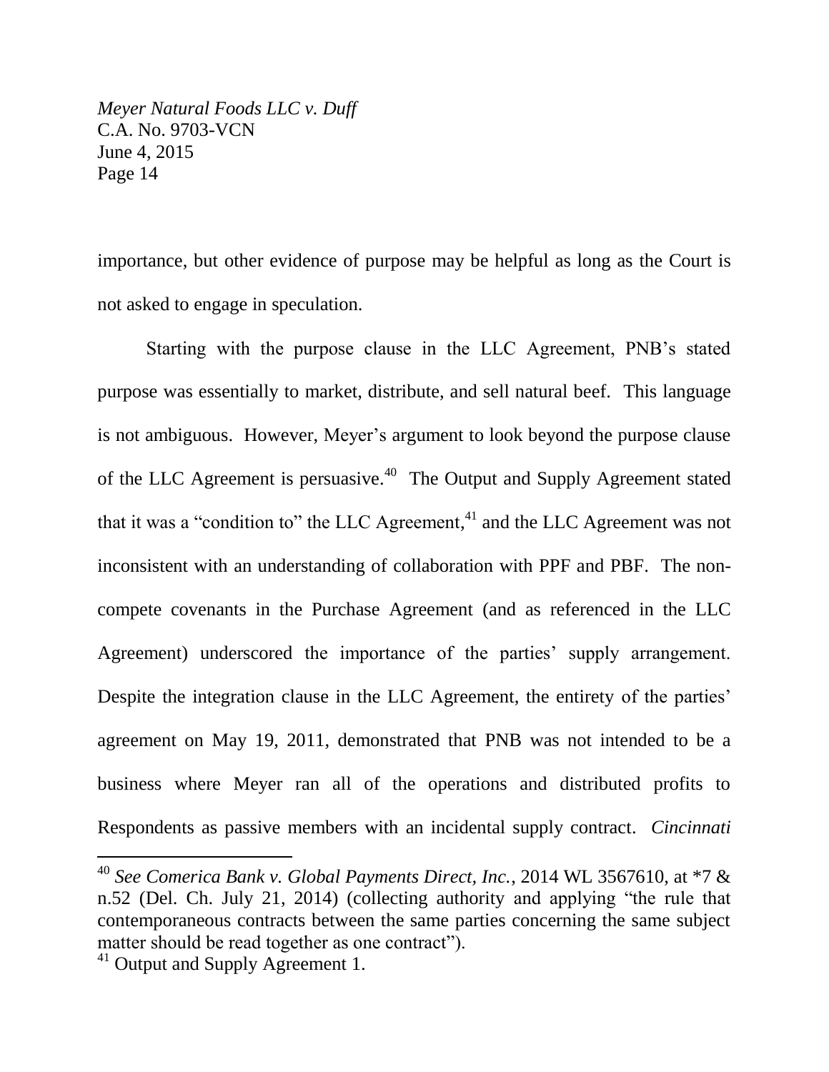importance, but other evidence of purpose may be helpful as long as the Court is not asked to engage in speculation.

Starting with the purpose clause in the LLC Agreement, PNB's stated purpose was essentially to market, distribute, and sell natural beef. This language is not ambiguous. However, Meyer's argument to look beyond the purpose clause of the LLC Agreement is persuasive.[40] The Output and Supply Agreement stated that it was a "condition to" the LLC Agreement,[41] and the LLC Agreement was not inconsistent with an understanding of collaboration with PPF and PBF. The non-compete covenants in the Purchase Agreement (and as referenced in the LLC Agreement) underscored the importance of the parties' supply arrangement. Despite the integration clause in the LLC Agreement, the entirety of the parties' agreement on May 19, 2011, demonstrated that PNB was not intended to be a business where Meyer ran all of the operations and distributed profits to Respondents as passive members with an incidental supply contract. *Cincinnati*

---

[40] *See Comerica Bank v. Global Payments Direct, Inc.*, 2014 WL 3567610, at *7 & n.52 (Del. Ch. July 21, 2014) (collecting authority and applying "the rule that contemporaneous contracts between the same parties concerning the same subject matter should be read together as one contract").

[41] Output and Supply Agreement 1.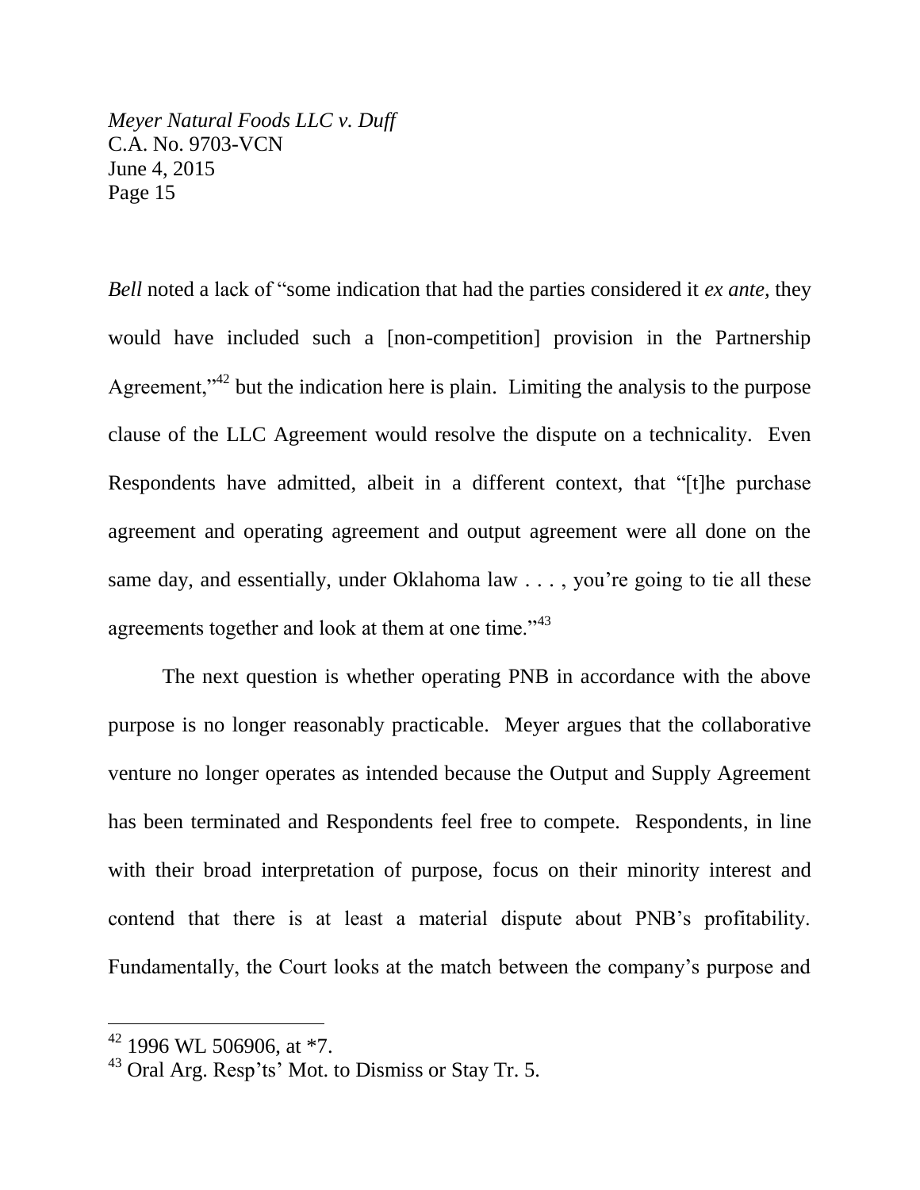*Bell* noted a lack of "some indication that had the parties considered it *ex ante,* they would have included such a [non-competition] provision in the Partnership Agreement,"[42] but the indication here is plain. Limiting the analysis to the purpose clause of the LLC Agreement would resolve the dispute on a technicality. Even Respondents have admitted, albeit in a different context, that "[t]he purchase agreement and operating agreement and output agreement were all done on the same day, and essentially, under Oklahoma law . . . , you're going to tie all these agreements together and look at them at one time."[43]

The next question is whether operating PNB in accordance with the above purpose is no longer reasonably practicable. Meyer argues that the collaborative venture no longer operates as intended because the Output and Supply Agreement has been terminated and Respondents feel free to compete. Respondents, in line with their broad interpretation of purpose, focus on their minority interest and contend that there is at least a material dispute about PNB's profitability. Fundamentally, the Court looks at the match between the company's purpose and

---

[42] 1996 WL 506906, at *7.

[43] Oral Arg. Resp'ts' Mot. to Dismiss or Stay Tr. 5.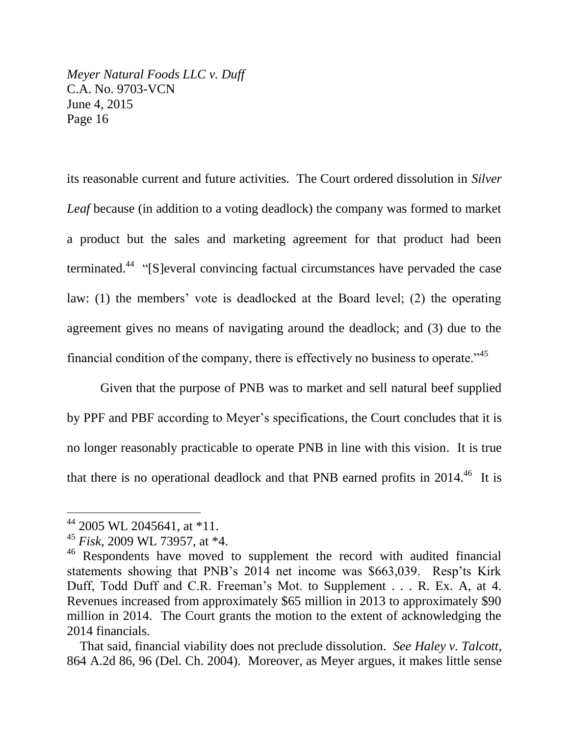its reasonable current and future activities. The Court ordered dissolution in *Silver Leaf* because (in addition to a voting deadlock) the company was formed to market a product but the sales and marketing agreement for that product had been terminated.[44] "[S]everal convincing factual circumstances have pervaded the case law: (1) the members' vote is deadlocked at the Board level; (2) the operating agreement gives no means of navigating around the deadlock; and (3) due to the financial condition of the company, there is effectively no business to operate."[45]

Given that the purpose of PNB was to market and sell natural beef supplied by PPF and PBF according to Meyer's specifications, the Court concludes that it is no longer reasonably practicable to operate PNB in line with this vision. It is true that there is no operational deadlock and that PNB earned profits in 2014.[46] It is

---

[44] 2005 WL 2045641, at *11.

[45] *Fisk*, 2009 WL 73957, at *4.

[46] Respondents have moved to supplement the record with audited financial statements showing that PNB's 2014 net income was $663,039. Resp'ts Kirk Duff, Todd Duff and C.R. Freeman's Mot. to Supplement . . . R. Ex. A, at 4. Revenues increased from approximately $65 million in 2013 to approximately $90 million in 2014. The Court grants the motion to the extent of acknowledging the 2014 financials.

That said, financial viability does not preclude dissolution. *See Haley v. Talcott*, 864 A.2d 86, 96 (Del. Ch. 2004). Moreover, as Meyer argues, it makes little sense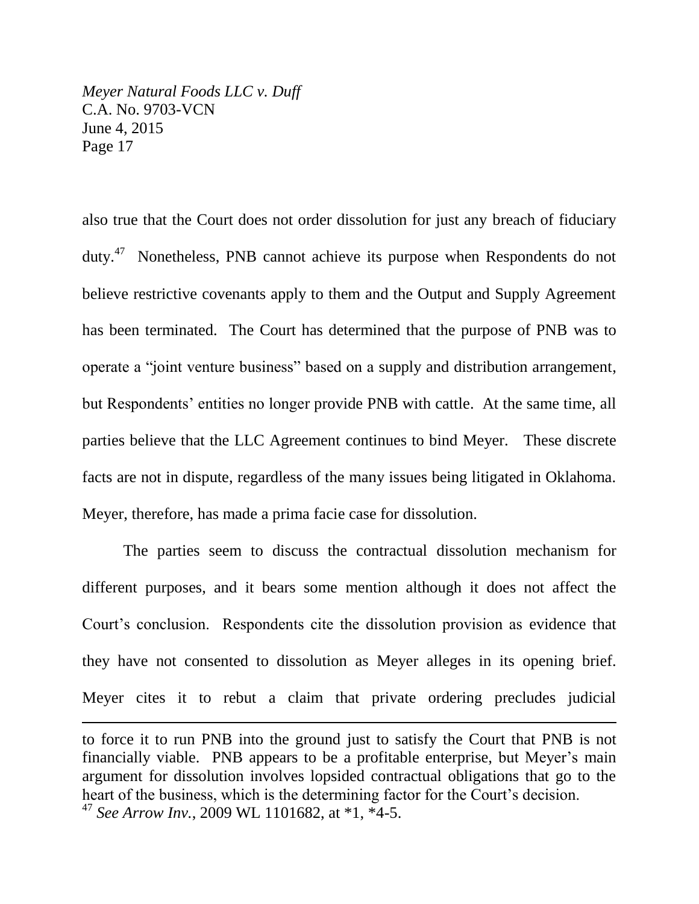also true that the Court does not order dissolution for just any breach of fiduciary duty.[47] Nonetheless, PNB cannot achieve its purpose when Respondents do not believe restrictive covenants apply to them and the Output and Supply Agreement has been terminated. The Court has determined that the purpose of PNB was to operate a "joint venture business" based on a supply and distribution arrangement, but Respondents' entities no longer provide PNB with cattle. At the same time, all parties believe that the LLC Agreement continues to bind Meyer. These discrete facts are not in dispute, regardless of the many issues being litigated in Oklahoma. Meyer, therefore, has made a prima facie case for dissolution.

The parties seem to discuss the contractual dissolution mechanism for different purposes, and it bears some mention although it does not affect the Court's conclusion. Respondents cite the dissolution provision as evidence that they have not consented to dissolution as Meyer alleges in its opening brief. Meyer cites it to rebut a claim that private ordering precludes judicial

---

to force it to run PNB into the ground just to satisfy the Court that PNB is not financially viable. PNB appears to be a profitable enterprise, but Meyer's main argument for dissolution involves lopsided contractual obligations that go to the heart of the business, which is the determining factor for the Court's decision.

[47] *See Arrow Inv.*, 2009 WL 1101682, at *1, *4-5.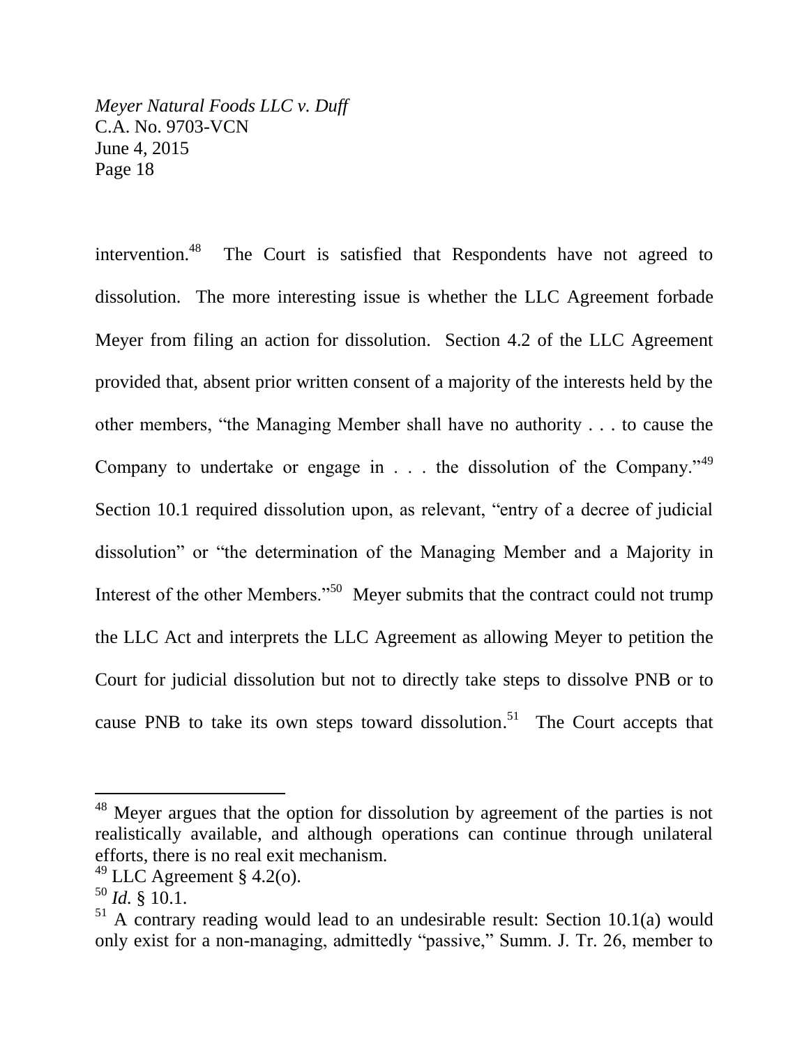intervention.[48] The Court is satisfied that Respondents have not agreed to dissolution. The more interesting issue is whether the LLC Agreement forbade Meyer from filing an action for dissolution. Section 4.2 of the LLC Agreement provided that, absent prior written consent of a majority of the interests held by the other members, "the Managing Member shall have no authority . . . to cause the Company to undertake or engage in . . . the dissolution of the Company."[49] Section 10.1 required dissolution upon, as relevant, "entry of a decree of judicial dissolution" or "the determination of the Managing Member and a Majority in Interest of the other Members."[50] Meyer submits that the contract could not trump the LLC Act and interprets the LLC Agreement as allowing Meyer to petition the Court for judicial dissolution but not to directly take steps to dissolve PNB or to cause PNB to take its own steps toward dissolution.[51] The Court accepts that

---

[48] Meyer argues that the option for dissolution by agreement of the parties is not realistically available, and although operations can continue through unilateral efforts, there is no real exit mechanism.

[49] LLC Agreement § 4.2(o).

[50] *Id.* § 10.1.

[51] A contrary reading would lead to an undesirable result: Section 10.1(a) would only exist for a non-managing, admittedly "passive," Summ. J. Tr. 26, member to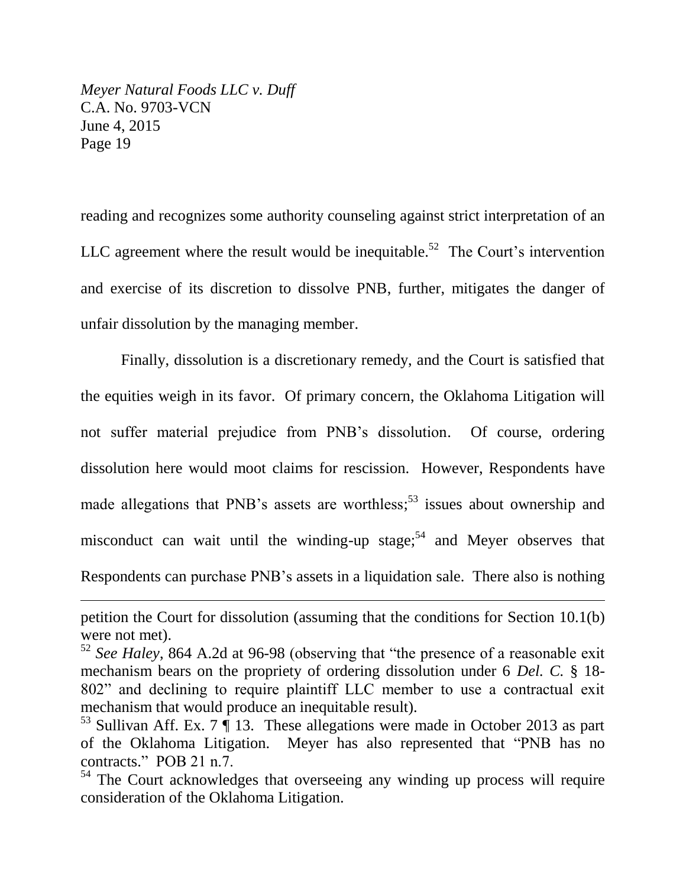reading and recognizes some authority counseling against strict interpretation of an LLC agreement where the result would be inequitable.[52] The Court's intervention and exercise of its discretion to dissolve PNB, further, mitigates the danger of unfair dissolution by the managing member.

Finally, dissolution is a discretionary remedy, and the Court is satisfied that the equities weigh in its favor. Of primary concern, the Oklahoma Litigation will not suffer material prejudice from PNB's dissolution. Of course, ordering dissolution here would moot claims for rescission. However, Respondents have made allegations that PNB's assets are worthless;[53] issues about ownership and misconduct can wait until the winding-up stage;[54] and Meyer observes that Respondents can purchase PNB's assets in a liquidation sale. There also is nothing

---

petition the Court for dissolution (assuming that the conditions for Section 10.1(b) were not met).

[52] *See Haley*, 864 A.2d at 96-98 (observing that "the presence of a reasonable exit mechanism bears on the propriety of ordering dissolution under 6 *Del. C.* § 18-802" and declining to require plaintiff LLC member to use a contractual exit mechanism that would produce an inequitable result).

[53] Sullivan Aff. Ex. 7 ¶ 13. These allegations were made in October 2013 as part of the Oklahoma Litigation. Meyer has also represented that "PNB has no contracts." POB 21 n.7.

[54] The Court acknowledges that overseeing any winding up process will require consideration of the Oklahoma Litigation.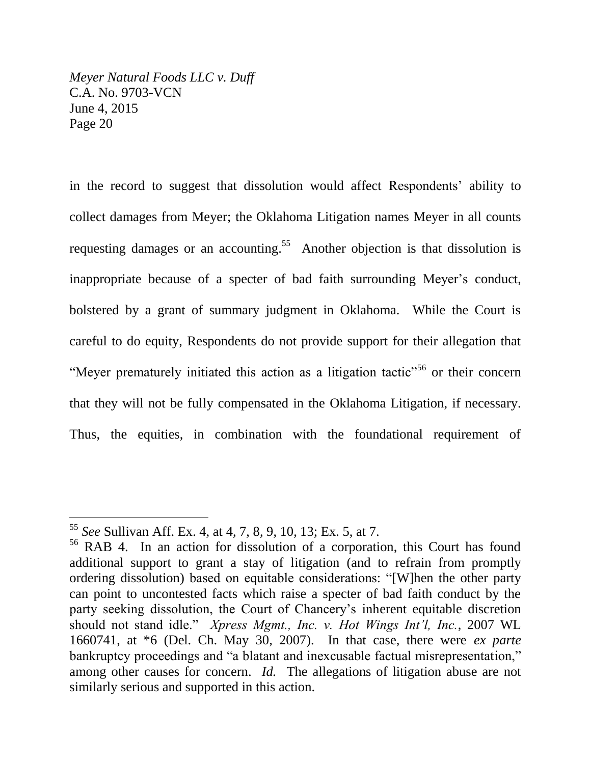in the record to suggest that dissolution would affect Respondents' ability to collect damages from Meyer; the Oklahoma Litigation names Meyer in all counts requesting damages or an accounting.[55] Another objection is that dissolution is inappropriate because of a specter of bad faith surrounding Meyer's conduct, bolstered by a grant of summary judgment in Oklahoma. While the Court is careful to do equity, Respondents do not provide support for their allegation that "Meyer prematurely initiated this action as a litigation tactic"[56] or their concern that they will not be fully compensated in the Oklahoma Litigation, if necessary. Thus, the equities, in combination with the foundational requirement of

---

[55] *See* Sullivan Aff. Ex. 4, at 4, 7, 8, 9, 10, 13; Ex. 5, at 7.

[56] RAB 4. In an action for dissolution of a corporation, this Court has found additional support to grant a stay of litigation (and to refrain from promptly ordering dissolution) based on equitable considerations: "[W]hen the other party can point to uncontested facts which raise a specter of bad faith conduct by the party seeking dissolution, the Court of Chancery's inherent equitable discretion should not stand idle." *Xpress Mgmt., Inc. v. Hot Wings Int'l, Inc.*, 2007 WL 1660741, at *6 (Del. Ch. May 30, 2007). In that case, there were *ex parte* bankruptcy proceedings and "a blatant and inexcusable factual misrepresentation," among other causes for concern. *Id.* The allegations of litigation abuse are not similarly serious and supported in this action.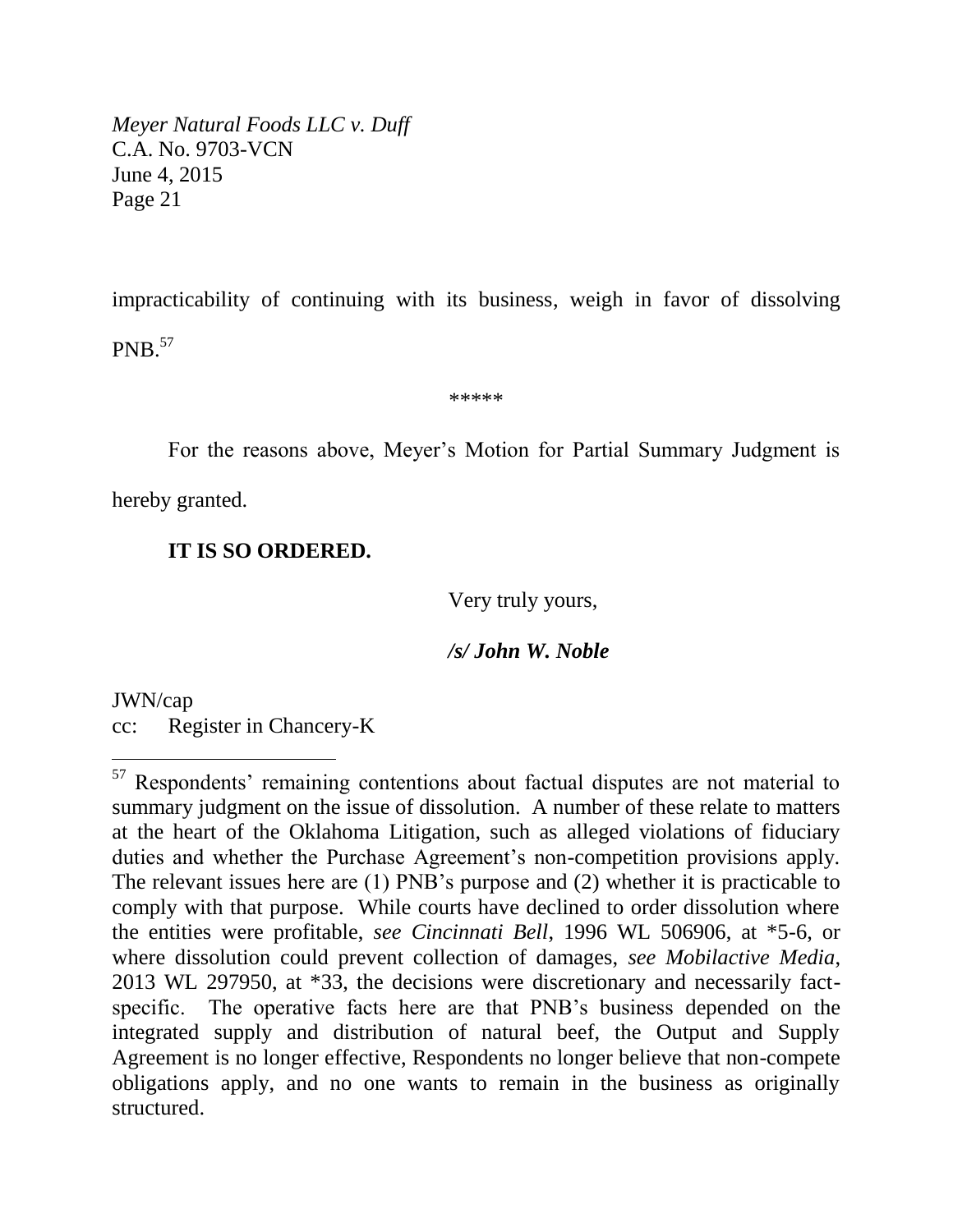impracticability of continuing with its business, weigh in favor of dissolving PNB.[57]

*****

For the reasons above, Meyer's Motion for Partial Summary Judgment is hereby granted.

**IT IS SO ORDERED.**

Very truly yours,

***/s/ John W. Noble***

JWN/cap
cc: Register in Chancery-K

---

[57] Respondents' remaining contentions about factual disputes are not material to summary judgment on the issue of dissolution. A number of these relate to matters at the heart of the Oklahoma Litigation, such as alleged violations of fiduciary duties and whether the Purchase Agreement's non-competition provisions apply. The relevant issues here are (1) PNB's purpose and (2) whether it is practicable to comply with that purpose. While courts have declined to order dissolution where the entities were profitable, *see Cincinnati Bell*, 1996 WL 506906, at *5-6, or where dissolution could prevent collection of damages, *see Mobilactive Media*, 2013 WL 297950, at *33, the decisions were discretionary and necessarily fact-specific. The operative facts here are that PNB's business depended on the integrated supply and distribution of natural beef, the Output and Supply Agreement is no longer effective, Respondents no longer believe that non-compete obligations apply, and no one wants to remain in the business as originally structured.